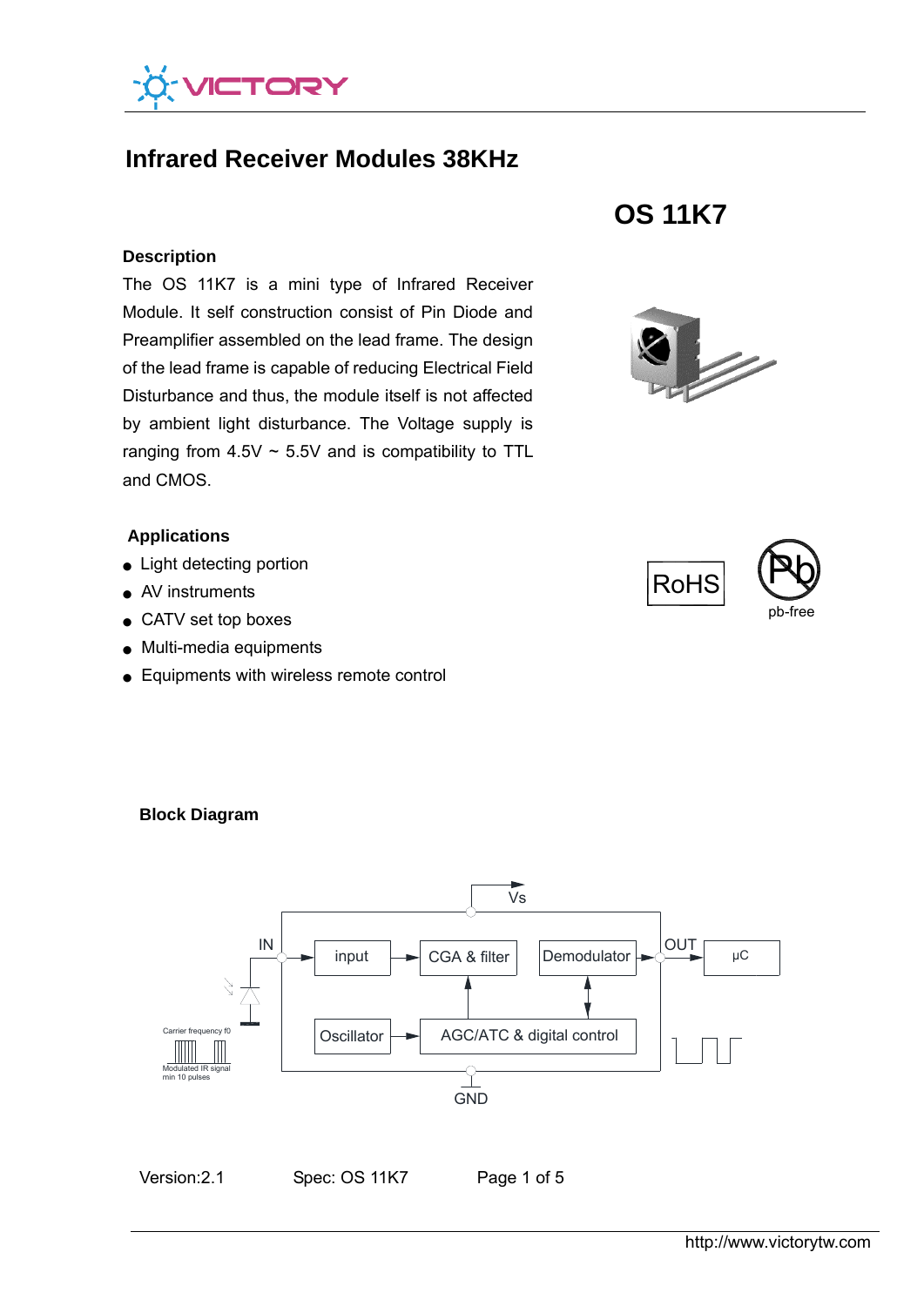# Infrared Receiver Modules 38KHz

## OS 11K7

### Description

The OS 11K7 is a mini type of Infrared Receiver Module. It self construction consist of Pin Diode and Preamplifier assembled on the lead frame. The design of the lead frame is capable of reducing Electrical Field Disturbance and thus, the module itself is not affected by ambient light disturbance. The Voltage supply is ranging from 4.5V ~ 5.5V and is compatibility to TTL and CMOS.

RoHS

pb-free

### Applications

- Light detecting portion
- AV instruments
- CATV set top boxes
- Multi-media equipments
- Equipments with wireless remote control

### Block Diagram

Vs

IN — input — CGA & filter — Demodulator — OUT — μC

Oscillator — AGC/ATC & digital control

GND

Carrier frequency f0

Modulated IR signal min 10 pulses

Version:2.1 Spec: OS 11K7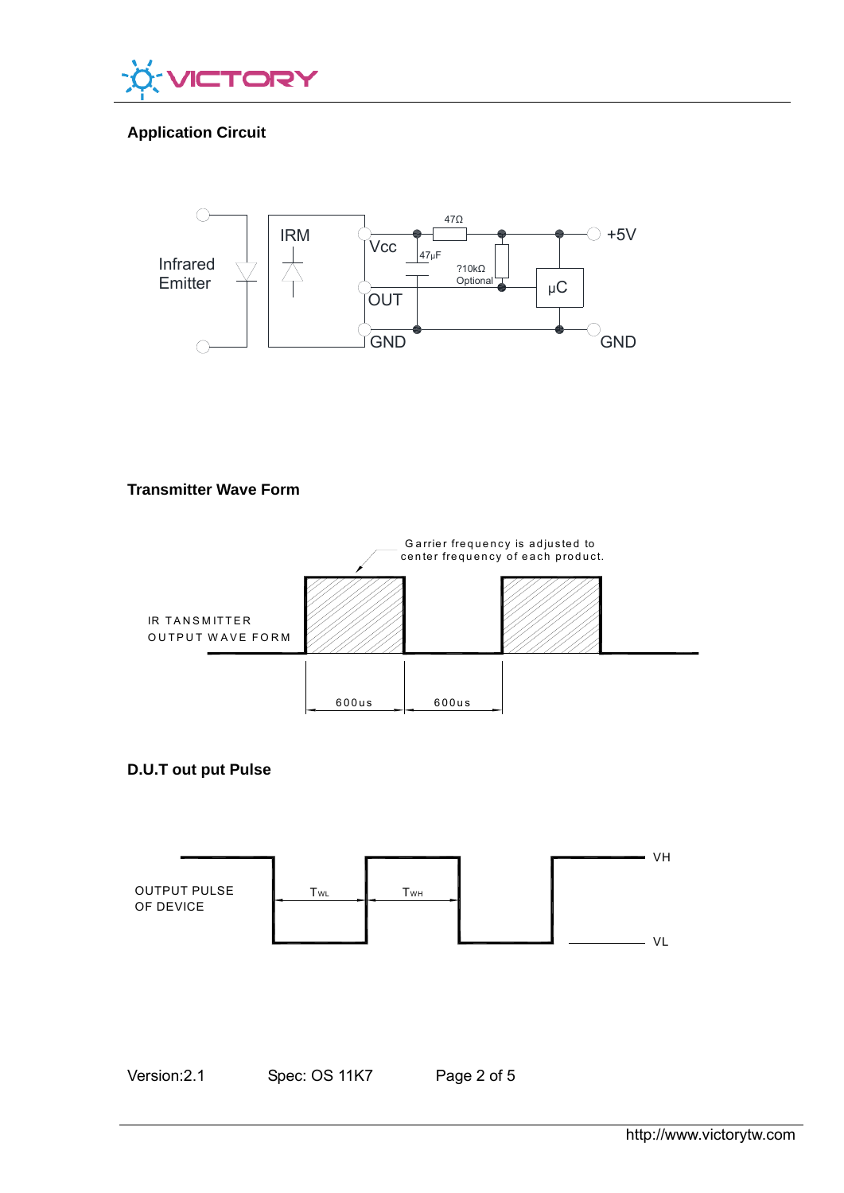## Application Circuit

Infrared Emitter

IRM

Vcc

OUT

GND

47Ω

47μF

?10kΩ Optional

μC

+5V

GND

## Transmitter Wave Form

Garrier frequency is adjusted to center frequency of each product.

IR TANSMITTER OUTPUT WAVE FORM

600us

600us

## D.U.T out put Pulse

OUTPUT PULSE OF DEVICE

$T_{WL}$

$T_{WH}$

VH

VL

Version:2.1 Spec: OS 11K7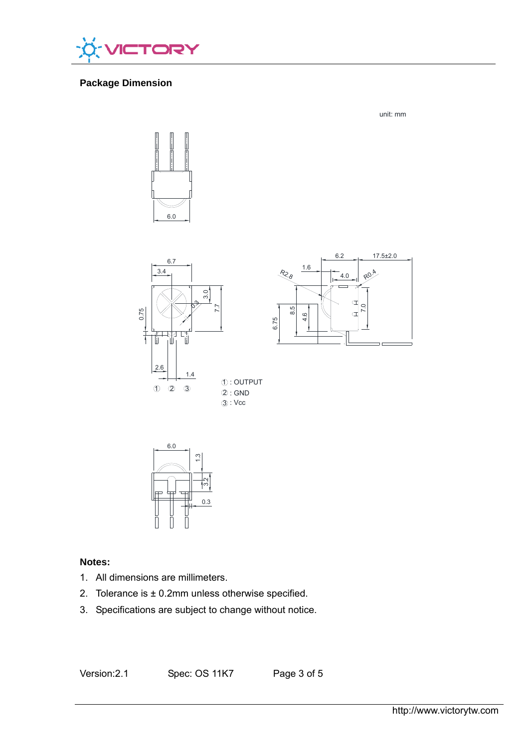## Package Dimension

unit: mm

①: OUTPUT
②: GND
③: Vcc

**Notes:**

1. All dimensions are millimeters.
2. Tolerance is ± 0.2mm unless otherwise specified.
3. Specifications are subject to change without notice.

Version:2.1 Spec: OS 11K7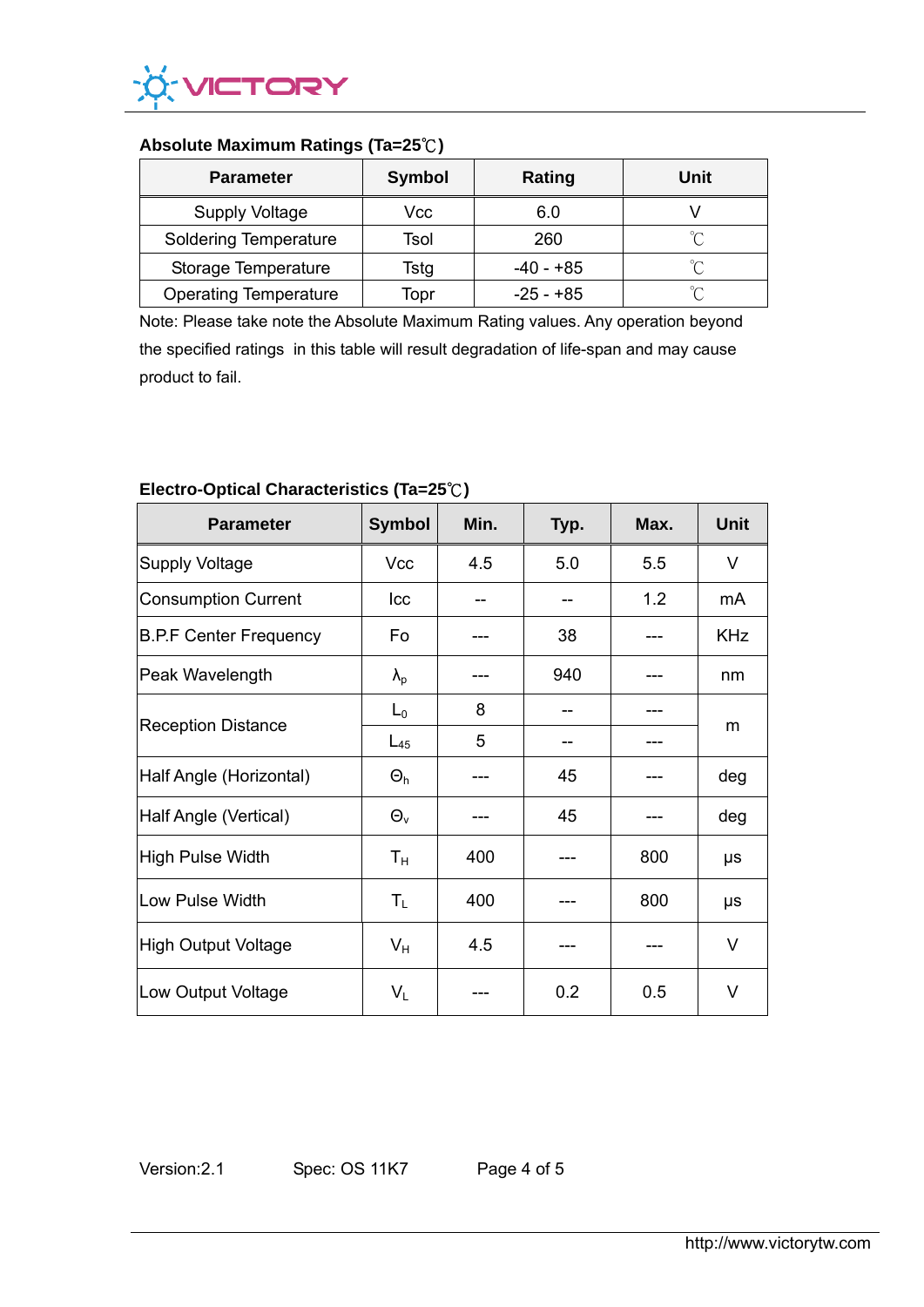### Absolute Maximum Ratings (Ta=25℃)

| Parameter | Symbol | Rating | Unit |
|---|---|---|---|
| Supply Voltage | Vcc | 6.0 | V |
| Soldering Temperature | Tsol | 260 | ℃ |
| Storage Temperature | Tstg | -40 - +85 | ℃ |
| Operating Temperature | Topr | -25 - +85 | ℃ |

Note: Please take note the Absolute Maximum Rating values. Any operation beyond the specified ratings in this table will result degradation of life-span and may cause product to fail.

### Electro-Optical Characteristics (Ta=25℃)

| Parameter | Symbol | Min. | Typ. | Max. | Unit |
|---|---|---|---|---|---|
| Supply Voltage | Vcc | 4.5 | 5.0 | 5.5 | V |
| Consumption Current | Icc | -- | -- | 1.2 | mA |
| B.P.F Center Frequency | Fo | --- | 38 | --- | KHz |
| Peak Wavelength | $\lambda_p$ | --- | 940 | --- | nm |
| Reception Distance | $L_0$ | 8 | -- | --- | m |
| | $L_{45}$ | 5 | -- | --- | |
| Half Angle (Horizontal) | $\Theta_h$ | --- | 45 | --- | deg |
| Half Angle (Vertical) | $\Theta_v$ | --- | 45 | --- | deg |
| High Pulse Width | $T_H$ | 400 | --- | 800 | μs |
| Low Pulse Width | $T_L$ | 400 | --- | 800 | μs |
| High Output Voltage | $V_H$ | 4.5 | --- | --- | V |
| Low Output Voltage | $V_L$ | --- | 0.2 | 0.5 | V |

Version:2.1 Spec: OS 11K7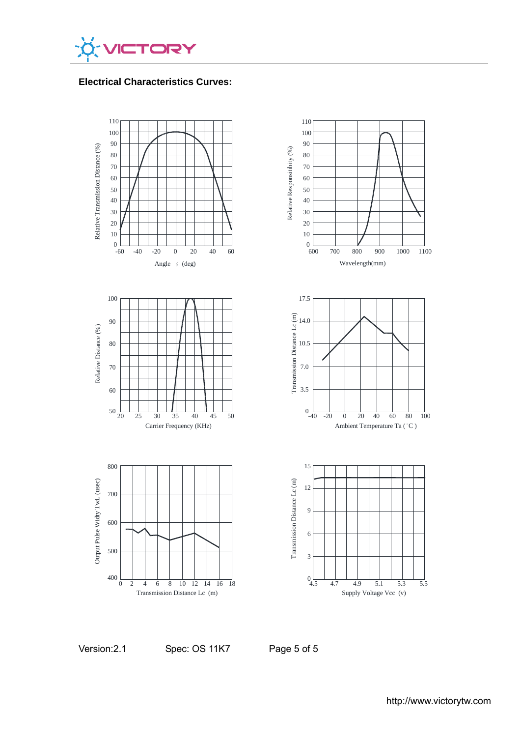## Electrical Characteristics Curves:

110
100
90
80
70
60
50
40
30
20
10
0
-60 -40 -20 0 20 40 60
Relative Transmission Distance (%)
Angle θ (deg)

110
100
90
80
70
60
50
40
30
20
10
0
600 700 800 900 1000 1100
Relative Responsitibity (%)
Wavelength(mm)

100
90
80
70
60
50
20 25 30 35 40 45 50
Relative Distance (%)
Carrier Frequency (KHz)

17.5
14.0
10.5
7.0
3.5
0
-40 -20 0 20 40 60 80 100
Transmission Distance Lc (m)
Ambient Temperature Ta (°C )

800
700
600
500
400
0 2 4 6 8 10 12 14 16 18
Output Pulse Widty TwL (usec)
Transmission Distance Lc (m)

15
12
9
6
3
0
4.5 4.7 4.9 5.1 5.3 5.5
Transmission Distance Lc (m)
Supply Voltage Vcc (v)

Version:2.1 Spec: OS 11K7